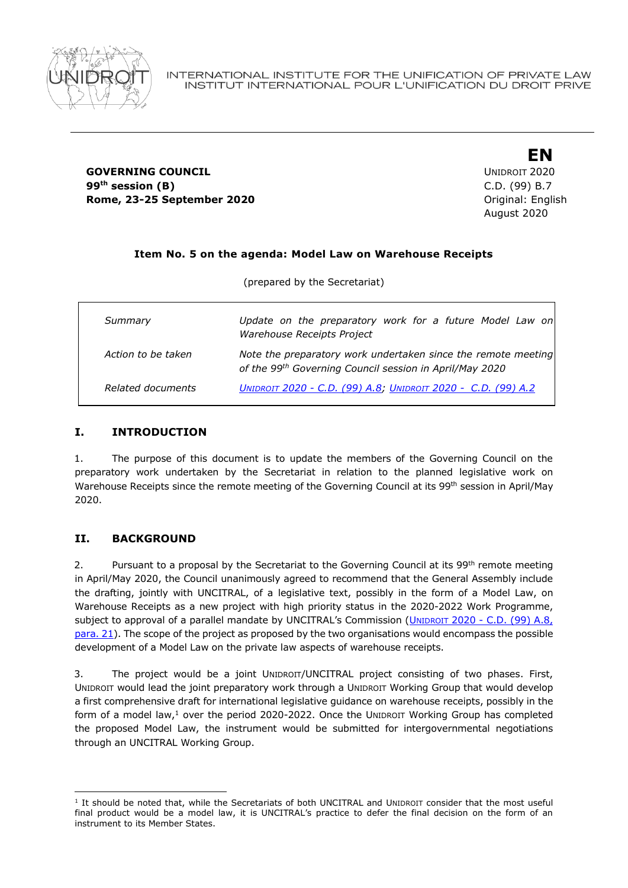INTERNATIONAL INSTITUTE FOR THE UNIFICATION OF PRIVATE LAW
INSTITUT INTERNATIONAL POUR L'UNIFICATION DU DROIT PRIVE

**EN**

**GOVERNING COUNCIL**
**99th session (B)**
**Rome, 23-25 September 2020**

UNIDROIT 2020
C.D. (99) B.7
Original: English
August 2020

**Item No. 5 on the agenda: Model Law on Warehouse Receipts**

(prepared by the Secretariat)

| | |
|---|---|
| *Summary* | *Update on the preparatory work for a future Model Law on Warehouse Receipts Project* |
| *Action to be taken* | *Note the preparatory work undertaken since the remote meeting of the 99th Governing Council session in April/May 2020* |
| *Related documents* | *UNIDROIT 2020 - C.D. (99) A.8; UNIDROIT 2020 - C.D. (99) A.2* |

## I. INTRODUCTION

1. The purpose of this document is to update the members of the Governing Council on the preparatory work undertaken by the Secretariat in relation to the planned legislative work on Warehouse Receipts since the remote meeting of the Governing Council at its 99th session in April/May 2020.

## II. BACKGROUND

2. Pursuant to a proposal by the Secretariat to the Governing Council at its 99th remote meeting in April/May 2020, the Council unanimously agreed to recommend that the General Assembly include the drafting, jointly with UNCITRAL, of a legislative text, possibly in the form of a Model Law, on Warehouse Receipts as a new project with high priority status in the 2020-2022 Work Programme, subject to approval of a parallel mandate by UNCITRAL's Commission (UNIDROIT 2020 - C.D. (99) A.8, para. 21). The scope of the project as proposed by the two organisations would encompass the possible development of a Model Law on the private law aspects of warehouse receipts.

3. The project would be a joint UNIDROIT/UNCITRAL project consisting of two phases. First, UNIDROIT would lead the joint preparatory work through a UNIDROIT Working Group that would develop a first comprehensive draft for international legislative guidance on warehouse receipts, possibly in the form of a model law,[1] over the period 2020-2022. Once the UNIDROIT Working Group has completed the proposed Model Law, the instrument would be submitted for intergovernmental negotiations through an UNCITRAL Working Group.

[1] It should be noted that, while the Secretariats of both UNCITRAL and UNIDROIT consider that the most useful final product would be a model law, it is UNCITRAL's practice to defer the final decision on the form of an instrument to its Member States.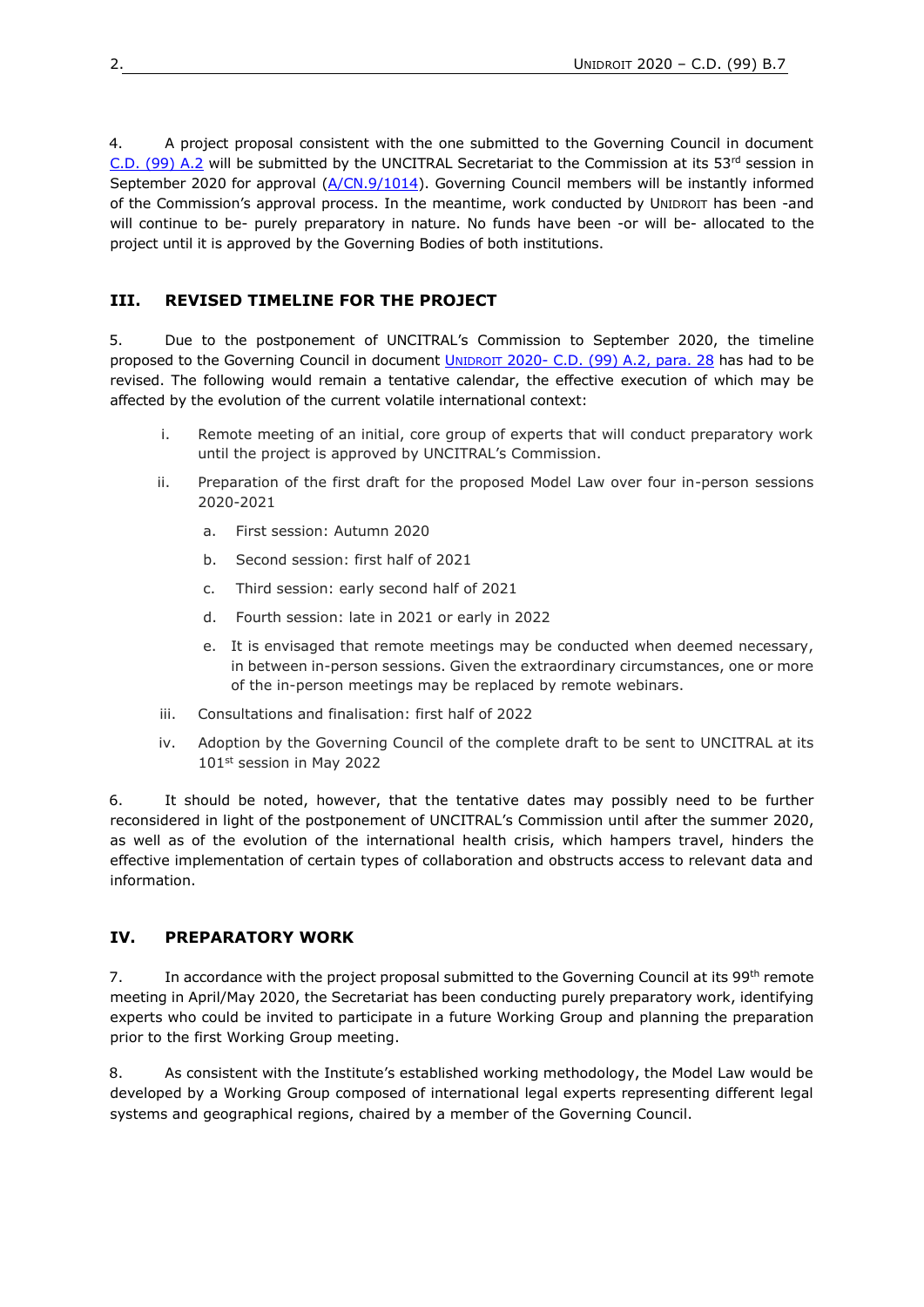4. A project proposal consistent with the one submitted to the Governing Council in document C.D. (99) A.2 will be submitted by the UNCITRAL Secretariat to the Commission at its 53rd session in September 2020 for approval (A/CN.9/1014). Governing Council members will be instantly informed of the Commission's approval process. In the meantime, work conducted by UNIDROIT has been -and will continue to be- purely preparatory in nature. No funds have been -or will be- allocated to the project until it is approved by the Governing Bodies of both institutions.

## III. REVISED TIMELINE FOR THE PROJECT

5. Due to the postponement of UNCITRAL's Commission to September 2020, the timeline proposed to the Governing Council in document UNIDROIT 2020- C.D. (99) A.2, para. 28 has had to be revised. The following would remain a tentative calendar, the effective execution of which may be affected by the evolution of the current volatile international context:

i. Remote meeting of an initial, core group of experts that will conduct preparatory work until the project is approved by UNCITRAL's Commission.

ii. Preparation of the first draft for the proposed Model Law over four in-person sessions 2020-2021

   a. First session: Autumn 2020

   b. Second session: first half of 2021

   c. Third session: early second half of 2021

   d. Fourth session: late in 2021 or early in 2022

   e. It is envisaged that remote meetings may be conducted when deemed necessary, in between in-person sessions. Given the extraordinary circumstances, one or more of the in-person meetings may be replaced by remote webinars.

iii. Consultations and finalisation: first half of 2022

iv. Adoption by the Governing Council of the complete draft to be sent to UNCITRAL at its 101st session in May 2022

6. It should be noted, however, that the tentative dates may possibly need to be further reconsidered in light of the postponement of UNCITRAL's Commission until after the summer 2020, as well as of the evolution of the international health crisis, which hampers travel, hinders the effective implementation of certain types of collaboration and obstructs access to relevant data and information.

## IV. PREPARATORY WORK

7. In accordance with the project proposal submitted to the Governing Council at its 99th remote meeting in April/May 2020, the Secretariat has been conducting purely preparatory work, identifying experts who could be invited to participate in a future Working Group and planning the preparation prior to the first Working Group meeting.

8. As consistent with the Institute's established working methodology, the Model Law would be developed by a Working Group composed of international legal experts representing different legal systems and geographical regions, chaired by a member of the Governing Council.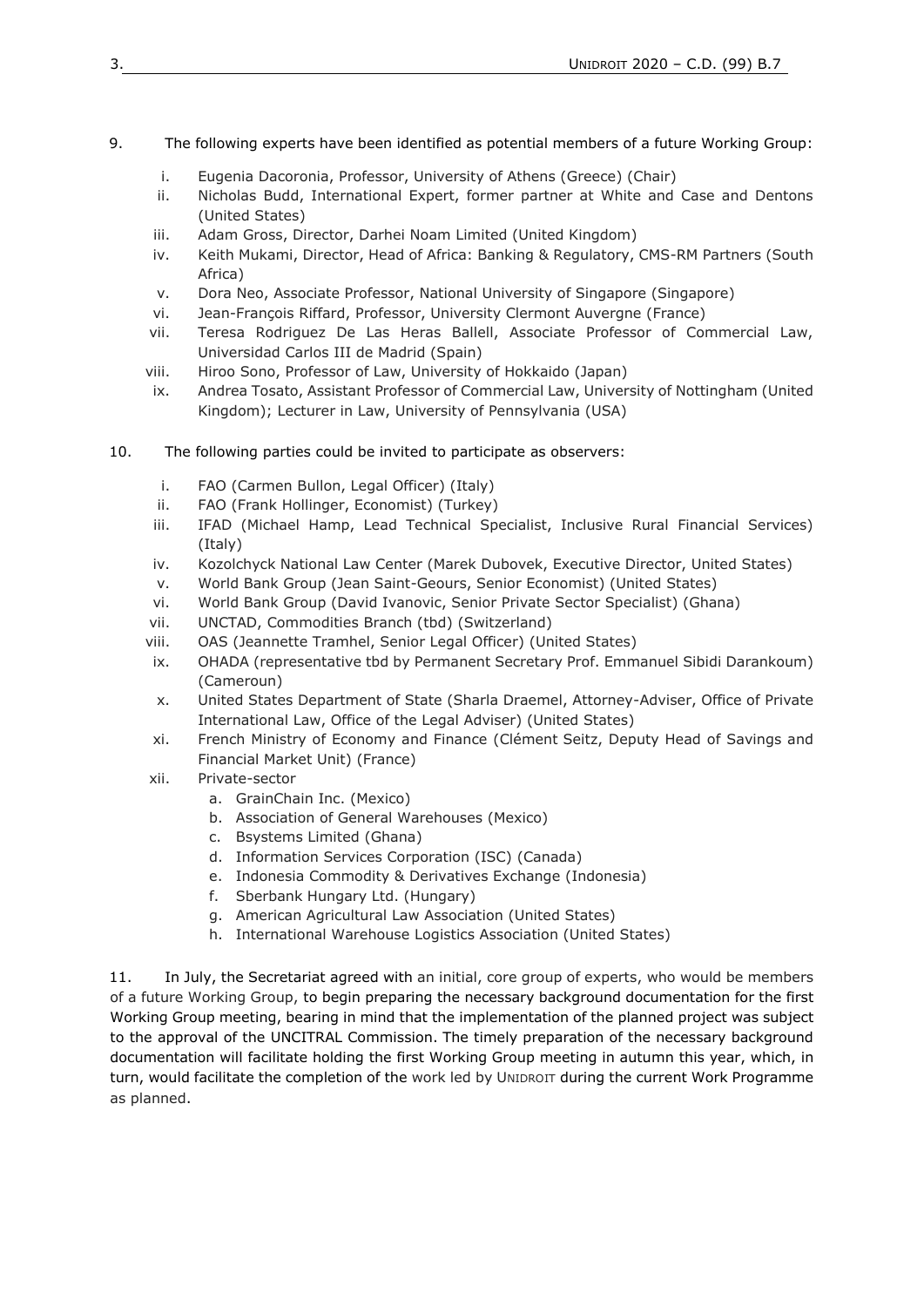9. The following experts have been identified as potential members of a future Working Group:

   i. Eugenia Dacoronia, Professor, University of Athens (Greece) (Chair)
   ii. Nicholas Budd, International Expert, former partner at White and Case and Dentons (United States)
   iii. Adam Gross, Director, Darhei Noam Limited (United Kingdom)
   iv. Keith Mukami, Director, Head of Africa: Banking & Regulatory, CMS-RM Partners (South Africa)
   v. Dora Neo, Associate Professor, National University of Singapore (Singapore)
   vi. Jean-François Riffard, Professor, University Clermont Auvergne (France)
   vii. Teresa Rodriguez De Las Heras Ballell, Associate Professor of Commercial Law, Universidad Carlos III de Madrid (Spain)
   viii. Hiroo Sono, Professor of Law, University of Hokkaido (Japan)
   ix. Andrea Tosato, Assistant Professor of Commercial Law, University of Nottingham (United Kingdom); Lecturer in Law, University of Pennsylvania (USA)

10. The following parties could be invited to participate as observers:

    i. FAO (Carmen Bullon, Legal Officer) (Italy)
    ii. FAO (Frank Hollinger, Economist) (Turkey)
    iii. IFAD (Michael Hamp, Lead Technical Specialist, Inclusive Rural Financial Services) (Italy)
    iv. Kozolchyck National Law Center (Marek Dubovek, Executive Director, United States)
    v. World Bank Group (Jean Saint-Geours, Senior Economist) (United States)
    vi. World Bank Group (David Ivanovic, Senior Private Sector Specialist) (Ghana)
    vii. UNCTAD, Commodities Branch (tbd) (Switzerland)
    viii. OAS (Jeannette Tramhel, Senior Legal Officer) (United States)
    ix. OHADA (representative tbd by Permanent Secretary Prof. Emmanuel Sibidi Darankoum) (Cameroun)
    x. United States Department of State (Sharla Draemel, Attorney-Adviser, Office of Private International Law, Office of the Legal Adviser) (United States)
    xi. French Ministry of Economy and Finance (Clément Seitz, Deputy Head of Savings and Financial Market Unit) (France)
    xii. Private-sector
        a. GrainChain Inc. (Mexico)
        b. Association of General Warehouses (Mexico)
        c. Bsystems Limited (Ghana)
        d. Information Services Corporation (ISC) (Canada)
        e. Indonesia Commodity & Derivatives Exchange (Indonesia)
        f. Sberbank Hungary Ltd. (Hungary)
        g. American Agricultural Law Association (United States)
        h. International Warehouse Logistics Association (United States)

11. In July, the Secretariat agreed with an initial, core group of experts, who would be members of a future Working Group, to begin preparing the necessary background documentation for the first Working Group meeting, bearing in mind that the implementation of the planned project was subject to the approval of the UNCITRAL Commission. The timely preparation of the necessary background documentation will facilitate holding the first Working Group meeting in autumn this year, which, in turn, would facilitate the completion of the work led by UNIDROIT during the current Work Programme as planned.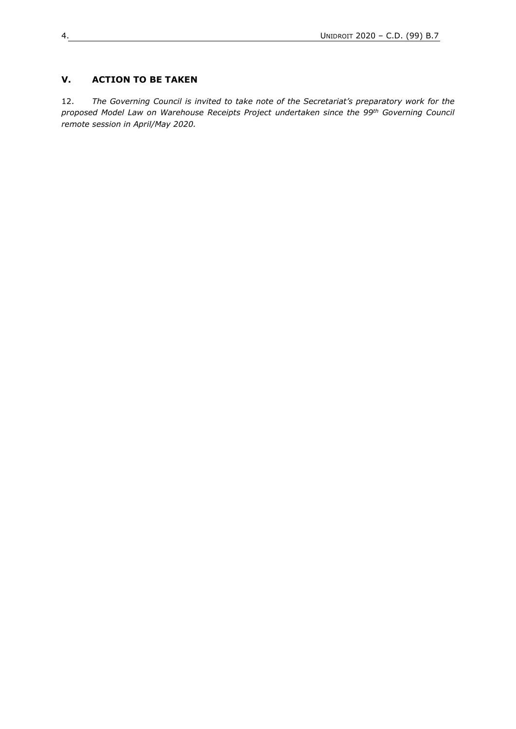## V. ACTION TO BE TAKEN

12. *The Governing Council is invited to take note of the Secretariat's preparatory work for the proposed Model Law on Warehouse Receipts Project undertaken since the 99th Governing Council remote session in April/May 2020.*